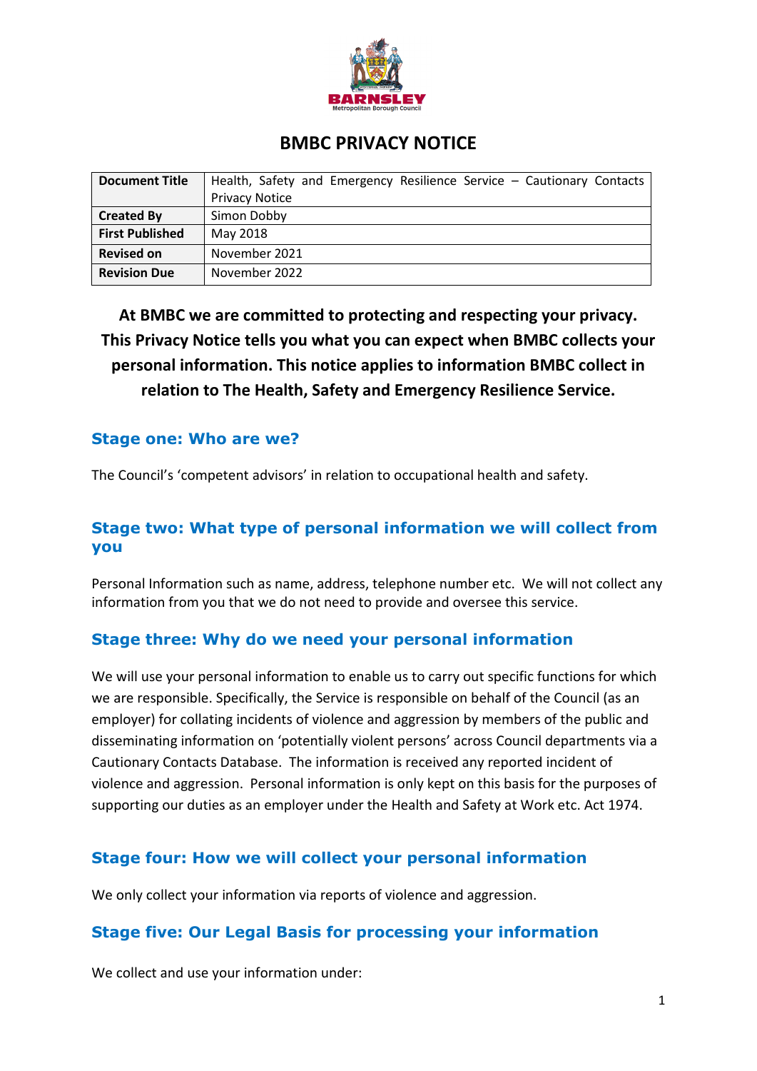# BMBC PRIVACY NOTICE

| Document Title | Health, Safety and Emergency Resilience Service – Cautionary Contacts Privacy Notice |
|---|---|
| Created By | Simon Dobby |
| First Published | May 2018 |
| Revised on | November 2021 |
| Revision Due | November 2022 |

**At BMBC we are committed to protecting and respecting your privacy. This Privacy Notice tells you what you can expect when BMBC collects your personal information. This notice applies to information BMBC collect in relation to The Health, Safety and Emergency Resilience Service.**

## Stage one: Who are we?

The Council's 'competent advisors' in relation to occupational health and safety.

## Stage two: What type of personal information we will collect from you

Personal Information such as name, address, telephone number etc. We will not collect any information from you that we do not need to provide and oversee this service.

## Stage three: Why do we need your personal information

We will use your personal information to enable us to carry out specific functions for which we are responsible. Specifically, the Service is responsible on behalf of the Council (as an employer) for collating incidents of violence and aggression by members of the public and disseminating information on 'potentially violent persons' across Council departments via a Cautionary Contacts Database. The information is received any reported incident of violence and aggression. Personal information is only kept on this basis for the purposes of supporting our duties as an employer under the Health and Safety at Work etc. Act 1974.

## Stage four: How we will collect your personal information

We only collect your information via reports of violence and aggression.

## Stage five: Our Legal Basis for processing your information

We collect and use your information under: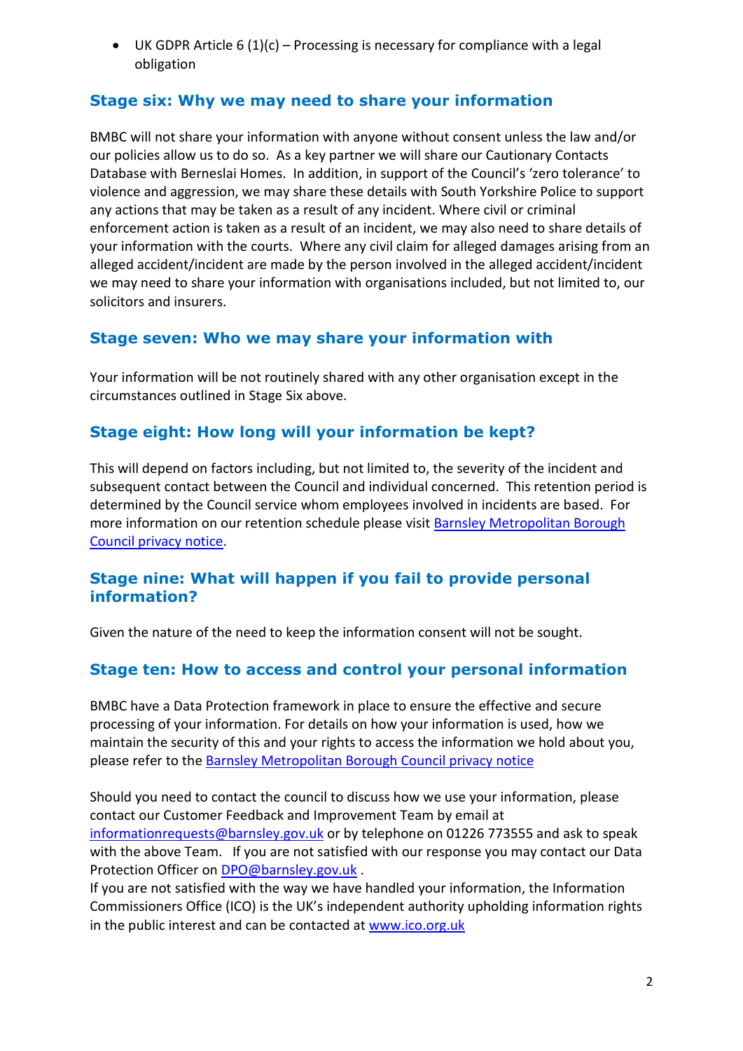- UK GDPR Article 6 (1)(c) – Processing is necessary for compliance with a legal obligation

## Stage six: Why we may need to share your information

BMBC will not share your information with anyone without consent unless the law and/or our policies allow us to do so. As a key partner we will share our Cautionary Contacts Database with Berneslai Homes. In addition, in support of the Council's 'zero tolerance' to violence and aggression, we may share these details with South Yorkshire Police to support any actions that may be taken as a result of any incident. Where civil or criminal enforcement action is taken as a result of an incident, we may also need to share details of your information with the courts. Where any civil claim for alleged damages arising from an alleged accident/incident are made by the person involved in the alleged accident/incident we may need to share your information with organisations included, but not limited to, our solicitors and insurers.

## Stage seven: Who we may share your information with

Your information will be not routinely shared with any other organisation except in the circumstances outlined in Stage Six above.

## Stage eight: How long will your information be kept?

This will depend on factors including, but not limited to, the severity of the incident and subsequent contact between the Council and individual concerned. This retention period is determined by the Council service whom employees involved in incidents are based. For more information on our retention schedule please visit [Barnsley Metropolitan Borough Council privacy notice](#).

## Stage nine: What will happen if you fail to provide personal information?

Given the nature of the need to keep the information consent will not be sought.

## Stage ten: How to access and control your personal information

BMBC have a Data Protection framework in place to ensure the effective and secure processing of your information. For details on how your information is used, how we maintain the security of this and your rights to access the information we hold about you, please refer to the [Barnsley Metropolitan Borough Council privacy notice](#)

Should you need to contact the council to discuss how we use your information, please contact our Customer Feedback and Improvement Team by email at informationrequests@barnsley.gov.uk or by telephone on 01226 773555 and ask to speak with the above Team. If you are not satisfied with our response you may contact our Data Protection Officer on DPO@barnsley.gov.uk .

If you are not satisfied with the way we have handled your information, the Information Commissioners Office (ICO) is the UK's independent authority upholding information rights in the public interest and can be contacted at www.ico.org.uk